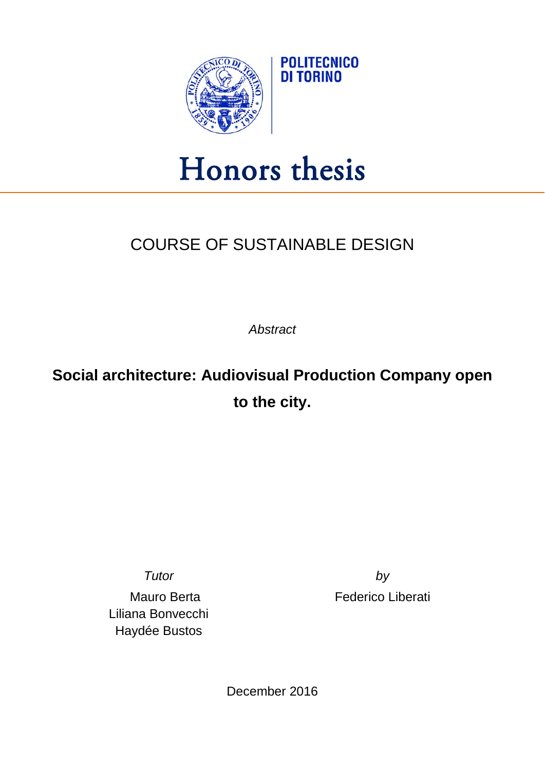POLITECNICO
DI TORINO

# Honors thesis

## COURSE OF SUSTAINABLE DESIGN

*Abstract*

**Social architecture: Audiovisual Production Company open to the city.**

*Tutor*

Mauro Berta
Liliana Bonvecchi
Haydée Bustos

*by*

Federico Liberati

December 2016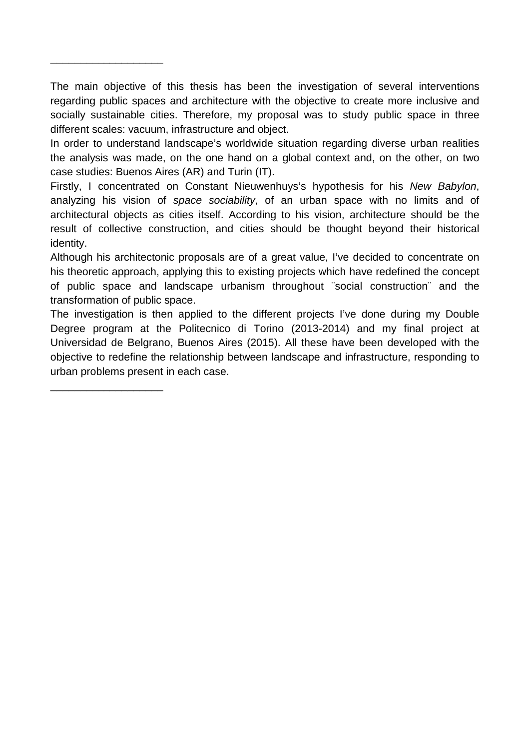___________________

The main objective of this thesis has been the investigation of several interventions regarding public spaces and architecture with the objective to create more inclusive and socially sustainable cities. Therefore, my proposal was to study public space in three different scales: vacuum, infrastructure and object.

In order to understand landscape's worldwide situation regarding diverse urban realities the analysis was made, on the one hand on a global context and, on the other, on two case studies: Buenos Aires (AR) and Turin (IT).

Firstly, I concentrated on Constant Nieuwenhuys's hypothesis for his *New Babylon*, analyzing his vision of *space sociability*, of an urban space with no limits and of architectural objects as cities itself. According to his vision, architecture should be the result of collective construction, and cities should be thought beyond their historical identity.

Although his architectonic proposals are of a great value, I've decided to concentrate on his theoretic approach, applying this to existing projects which have redefined the concept of public space and landscape urbanism throughout ¨social construction¨ and the transformation of public space.

The investigation is then applied to the different projects I've done during my Double Degree program at the Politecnico di Torino (2013-2014) and my final project at Universidad de Belgrano, Buenos Aires (2015). All these have been developed with the objective to redefine the relationship between landscape and infrastructure, responding to urban problems present in each case.

___________________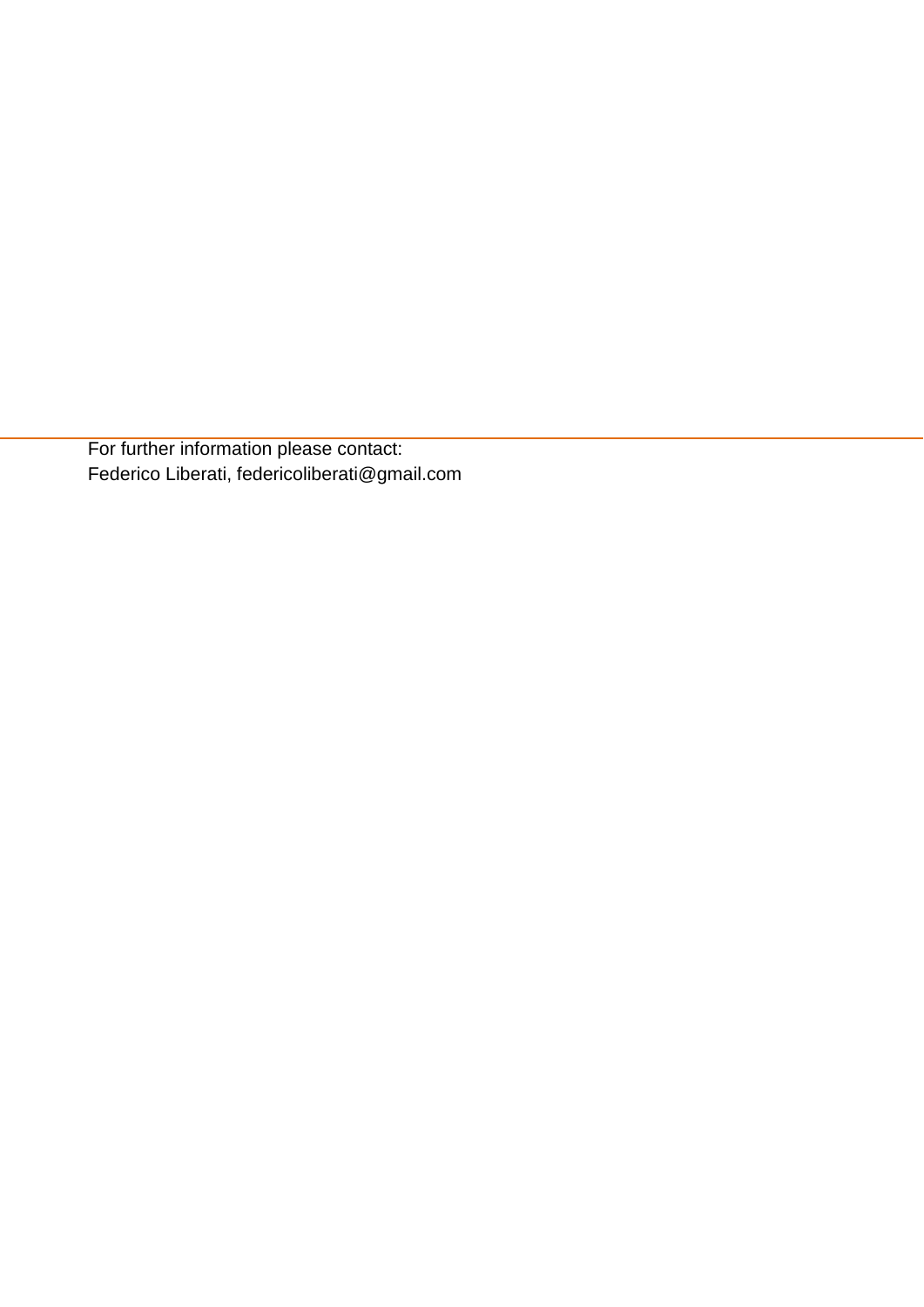For further information please contact:
Federico Liberati, federicoliberati@gmail.com